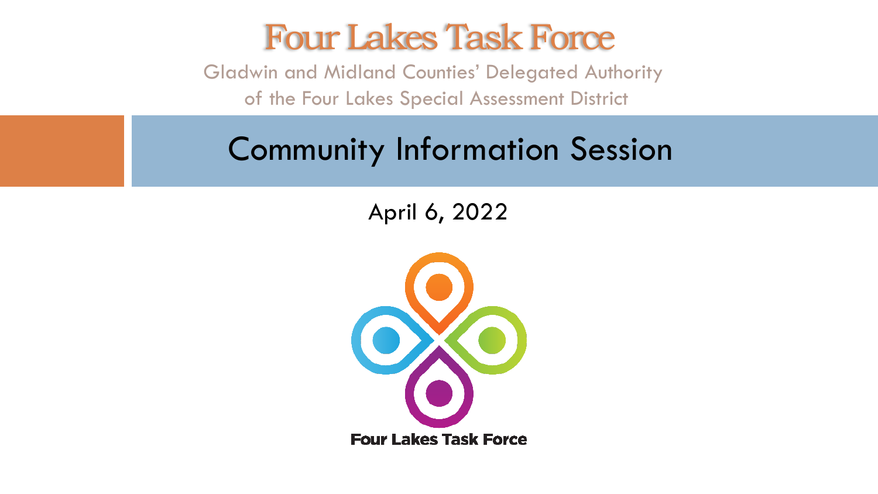# Four Lakes Task Force

Gladwin and Midland Counties' Delegated Authority of the Four Lakes Special Assessment District

## Community Information Session

April 6, 2022

Four Lakes Task Force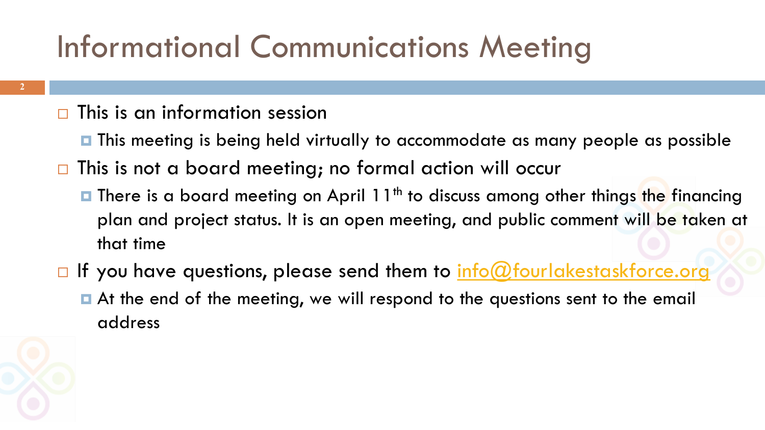# Informational Communications Meeting

- This is an information session
  - This meeting is being held virtually to accommodate as many people as possible
- This is not a board meeting; no formal action will occur
  - There is a board meeting on April 11th to discuss among other things the financing plan and project status. It is an open meeting, and public comment will be taken at that time
- If you have questions, please send them to info@fourlakestaskforce.org
  - At the end of the meeting, we will respond to the questions sent to the email address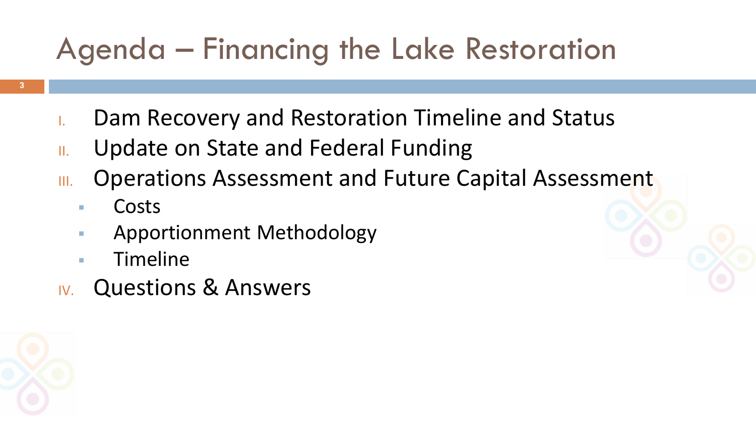# Agenda – Financing the Lake Restoration

I. Dam Recovery and Restoration Timeline and Status
II. Update on State and Federal Funding
III. Operations Assessment and Future Capital Assessment
   - Costs
   - Apportionment Methodology
   - Timeline
IV. Questions & Answers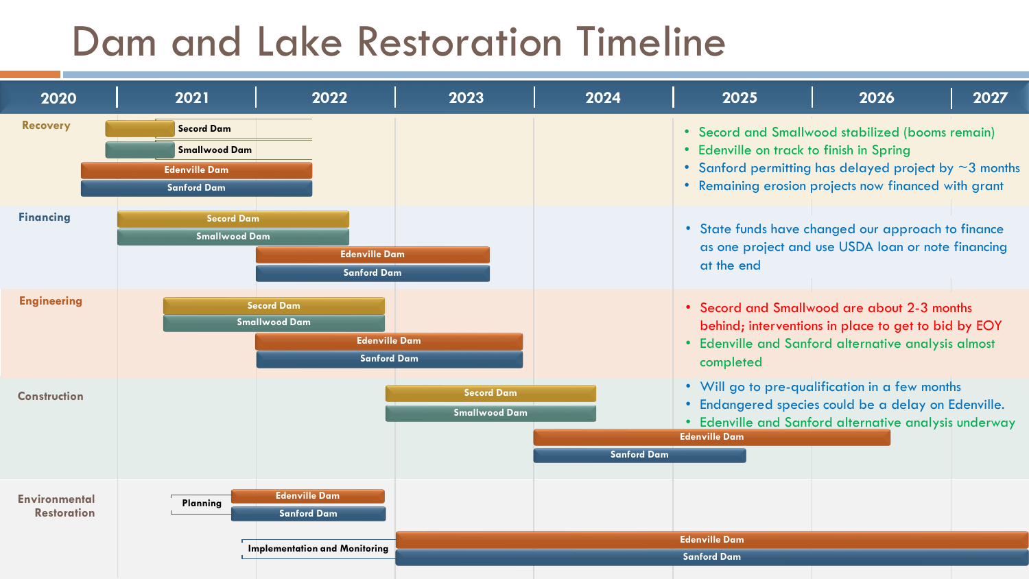# Dam and Lake Restoration Timeline

| | 2020 | 2021 | 2022 | 2023 | 2024 | 2025 | 2026 | 2027 |
|---|---|---|---|---|---|---|---|---|

## Recovery

- Secord Dam
- Smallwood Dam
- Edenville Dam
- Sanford Dam

Notes:
- Secord and Smallwood stabilized (booms remain)
- Edenville on track to finish in Spring
- Sanford permitting has delayed project by ~3 months
- Remaining erosion projects now financed with grant

## Financing

- Secord Dam
- Smallwood Dam
- Edenville Dam
- Sanford Dam

Notes:
- State funds have changed our approach to finance as one project and use USDA loan or note financing at the end

## Engineering

- Secord Dam
- Smallwood Dam
- Edenville Dam
- Sanford Dam

Notes:
- Secord and Smallwood are about 2-3 months behind; interventions in place to get to bid by EOY
- Edenville and Sanford alternative analysis almost completed

## Construction

- Secord Dam
- Smallwood Dam
- Edenville Dam
- Sanford Dam

Notes:
- Will go to pre-qualification in a few months
- Endangered species could be a delay on Edenville.
- Edenville and Sanford alternative analysis underway

## Environmental Restoration

Planning:
- Edenville Dam
- Sanford Dam

Implementation and Monitoring:
- Edenville Dam
- Sanford Dam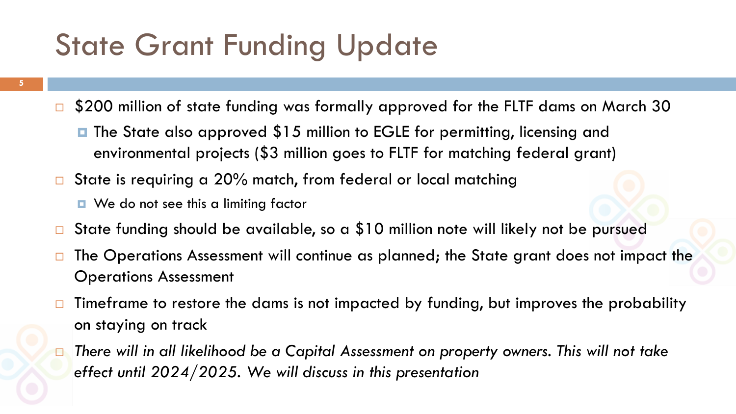# State Grant Funding Update

- $200 million of state funding was formally approved for the FLTF dams on March 30
  - The State also approved $15 million to EGLE for permitting, licensing and environmental projects ($3 million goes to FLTF for matching federal grant)
- State is requiring a 20% match, from federal or local matching
  - We do not see this a limiting factor
- State funding should be available, so a $10 million note will likely not be pursued
- The Operations Assessment will continue as planned; the State grant does not impact the Operations Assessment
- Timeframe to restore the dams is not impacted by funding, but improves the probability on staying on track
- *There will in all likelihood be a Capital Assessment on property owners. This will not take effect until 2024/2025. We will discuss in this presentation*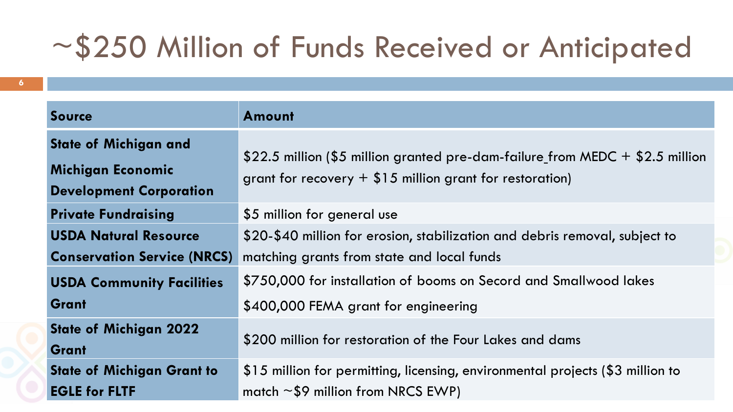# ~$250 Million of Funds Received or Anticipated

| Source | Amount |
|---|---|
| **State of Michigan and Michigan Economic Development Corporation** | $22.5 million ($5 million granted pre-dam-failure_from MEDC + $2.5 million grant for recovery + $15 million grant for restoration) |
| **Private Fundraising** | $5 million for general use |
| **USDA Natural Resource Conservation Service (NRCS)** | $20-$40 million for erosion, stabilization and debris removal, subject to matching grants from state and local funds |
| **USDA Community Facilities Grant** | $750,000 for installation of booms on Secord and Smallwood lakes<br>$400,000 FEMA grant for engineering |
| **State of Michigan 2022 Grant** | $200 million for restoration of the Four Lakes and dams |
| **State of Michigan Grant to EGLE for FLTF** | $15 million for permitting, licensing, environmental projects ($3 million to match ~$9 million from NRCS EWP) |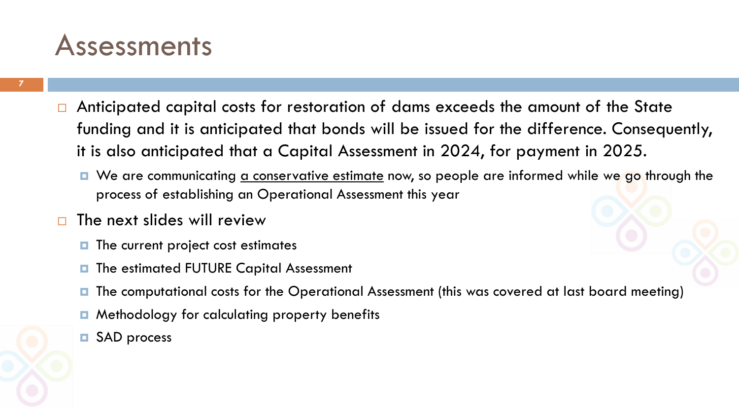# Assessments

- Anticipated capital costs for restoration of dams exceeds the amount of the State funding and it is anticipated that bonds will be issued for the difference. Consequently, it is also anticipated that a Capital Assessment in 2024, for payment in 2025.
  - We are communicating <u>a conservative estimate</u> now, so people are informed while we go through the process of establishing an Operational Assessment this year
- The next slides will review
  - The current project cost estimates
  - The estimated FUTURE Capital Assessment
  - The computational costs for the Operational Assessment (this was covered at last board meeting)
  - Methodology for calculating property benefits
  - SAD process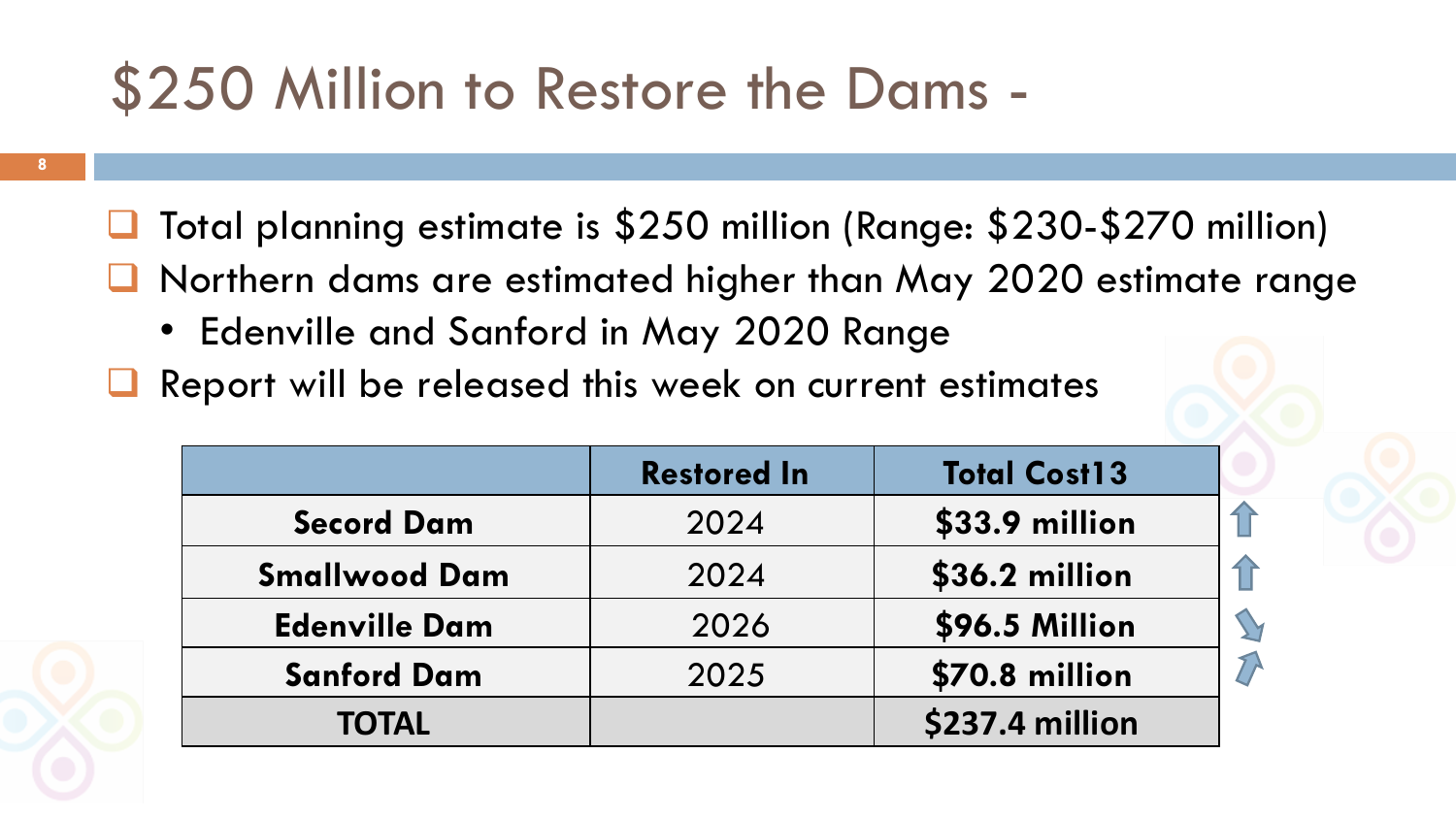# $250 Million to Restore the Dams -

- Total planning estimate is $250 million (Range: $230-$270 million)
- Northern dams are estimated higher than May 2020 estimate range
  - Edenville and Sanford in May 2020 Range
- Report will be released this week on current estimates

| | Restored In | Total Cost13 |
|---|---|---|
| **Secord Dam** | 2024 | **$33.9 million** |
| **Smallwood Dam** | 2024 | **$36.2 million** |
| **Edenville Dam** | 2026 | **$96.5 Million** |
| **Sanford Dam** | 2025 | **$70.8 million** |
| **TOTAL** | | **$237.4 million** |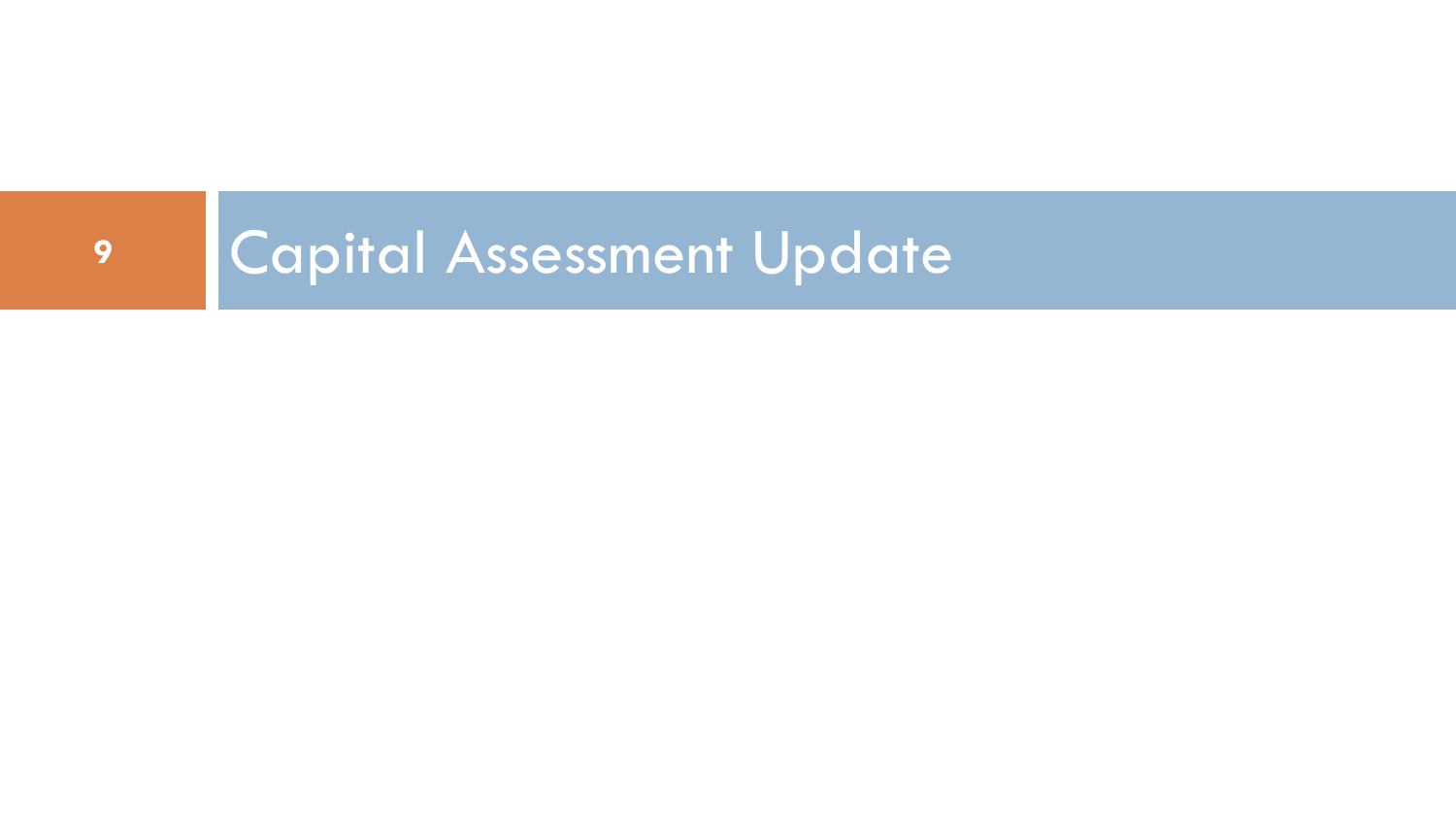# Capital Assessment Update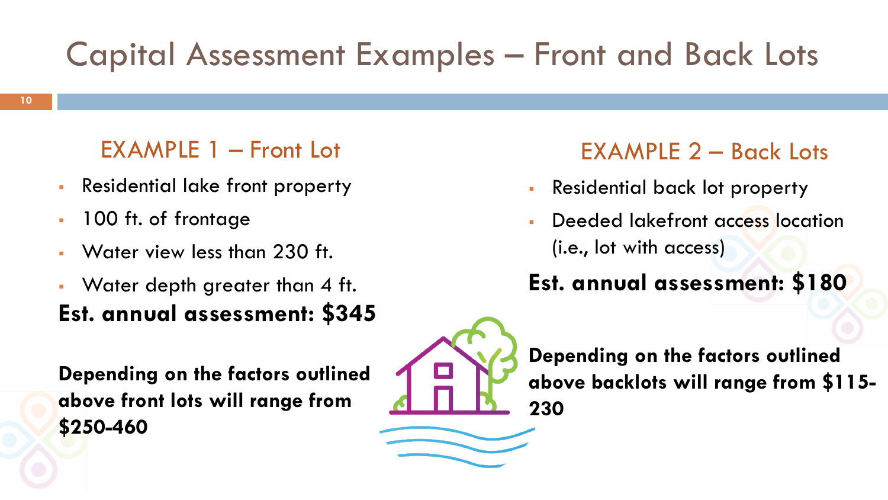# Capital Assessment Examples – Front and Back Lots

## EXAMPLE 1 – Front Lot

- Residential lake front property
- 100 ft. of frontage
- Water view less than 230 ft.
- Water depth greater than 4 ft.

**Est. annual assessment: $345**

**Depending on the factors outlined above front lots will range from $250-460**

## EXAMPLE 2 – Back Lots

- Residential back lot property
- Deeded lakefront access location (i.e., lot with access)

**Est. annual assessment: $180**

**Depending on the factors outlined above backlots will range from $115-230**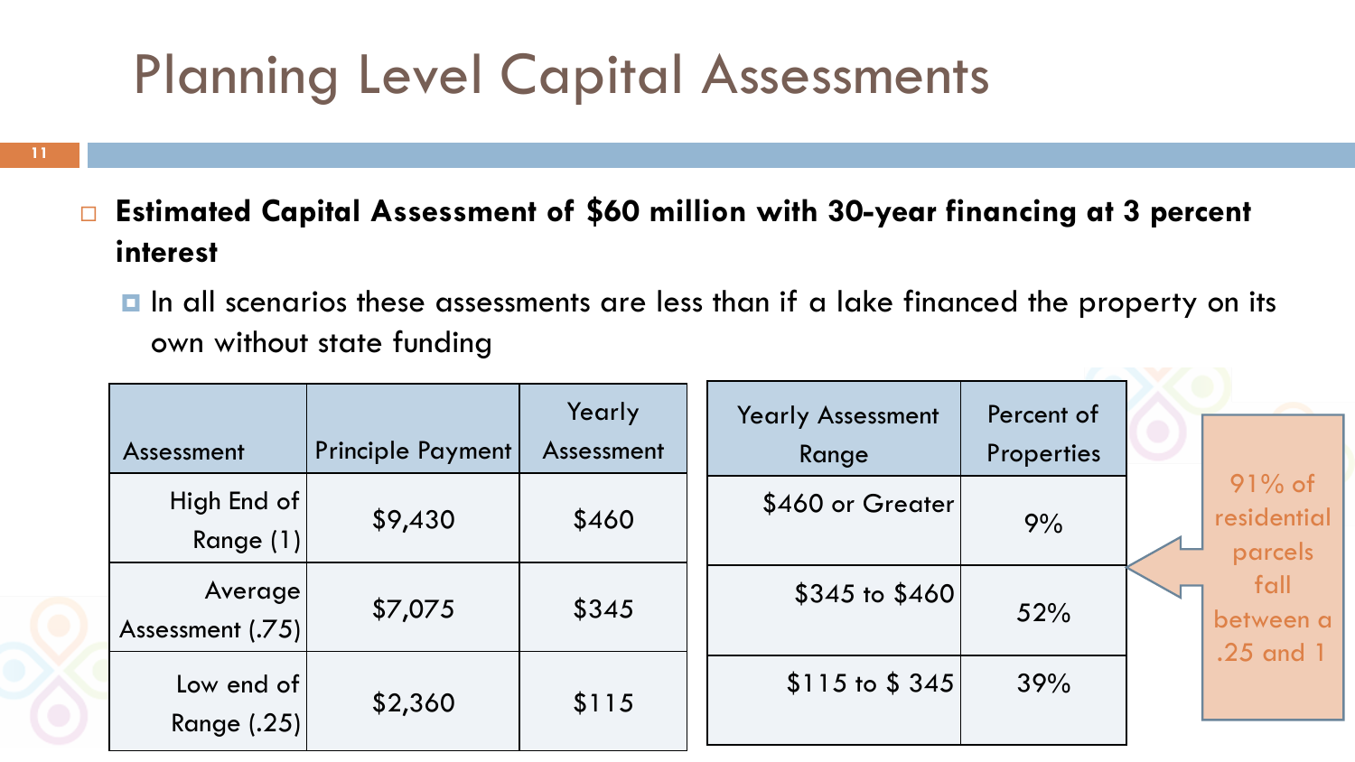# Planning Level Capital Assessments

- **Estimated Capital Assessment of $60 million with 30-year financing at 3 percent interest**
  - In all scenarios these assessments are less than if a lake financed the property on its own without state funding

| Assessment | Principle Payment | Yearly Assessment |
|---|---|---|
| High End of Range (1) | $9,430 | $460 |
| Average Assessment (.75) | $7,075 | $345 |
| Low end of Range (.25) | $2,360 | $115 |

| Yearly Assessment Range | Percent of Properties |
|---|---|
| $460 or Greater | 9% |
| $345 to $460 | 52% |
| $115 to $ 345 | 39% |

91% of residential parcels fall between a .25 and 1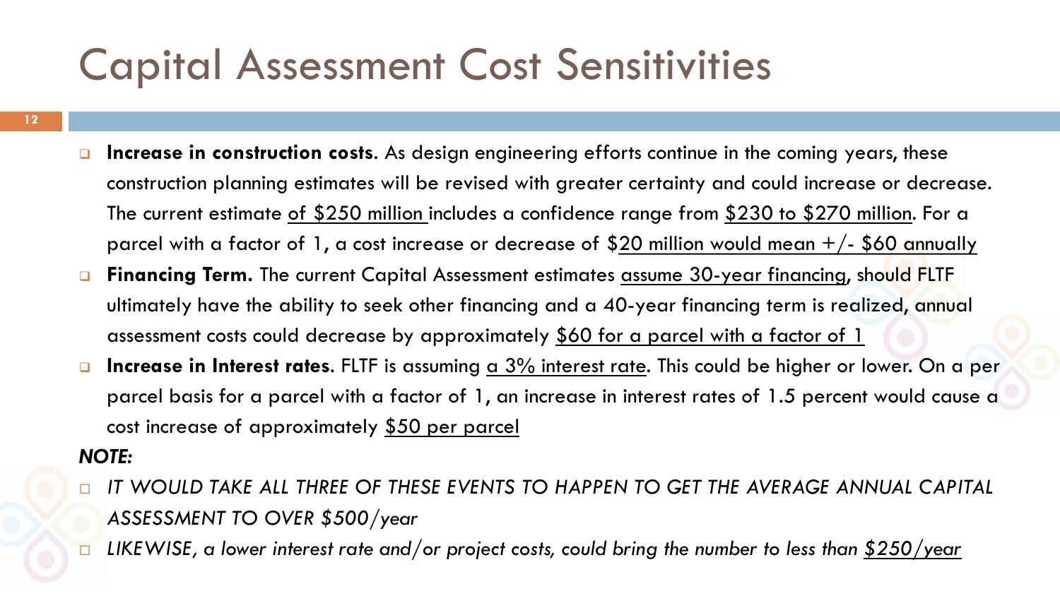# Capital Assessment Cost Sensitivities

- **Increase in construction costs**. As design engineering efforts continue in the coming years, these construction planning estimates will be revised with greater certainty and could increase or decrease. The current estimate of $250 million includes a confidence range from $230 to $270 million. For a parcel with a factor of 1, a cost increase or decrease of $20 million would mean +/- $60 annually
- **Financing Term.** The current Capital Assessment estimates assume 30-year financing, should FLTF ultimately have the ability to seek other financing and a 40-year financing term is realized, annual assessment costs could decrease by approximately $60 for a parcel with a factor of 1
- **Increase in Interest rates**. FLTF is assuming a 3% interest rate. This could be higher or lower. On a per parcel basis for a parcel with a factor of 1, an increase in interest rates of 1.5 percent would cause a cost increase of approximately $50 per parcel

***NOTE:***

- *IT WOULD TAKE ALL THREE OF THESE EVENTS TO HAPPEN TO GET THE AVERAGE ANNUAL CAPITAL ASSESSMENT TO OVER $500/year*
- *LIKEWISE, a lower interest rate and/or project costs, could bring the number to less than $250/year*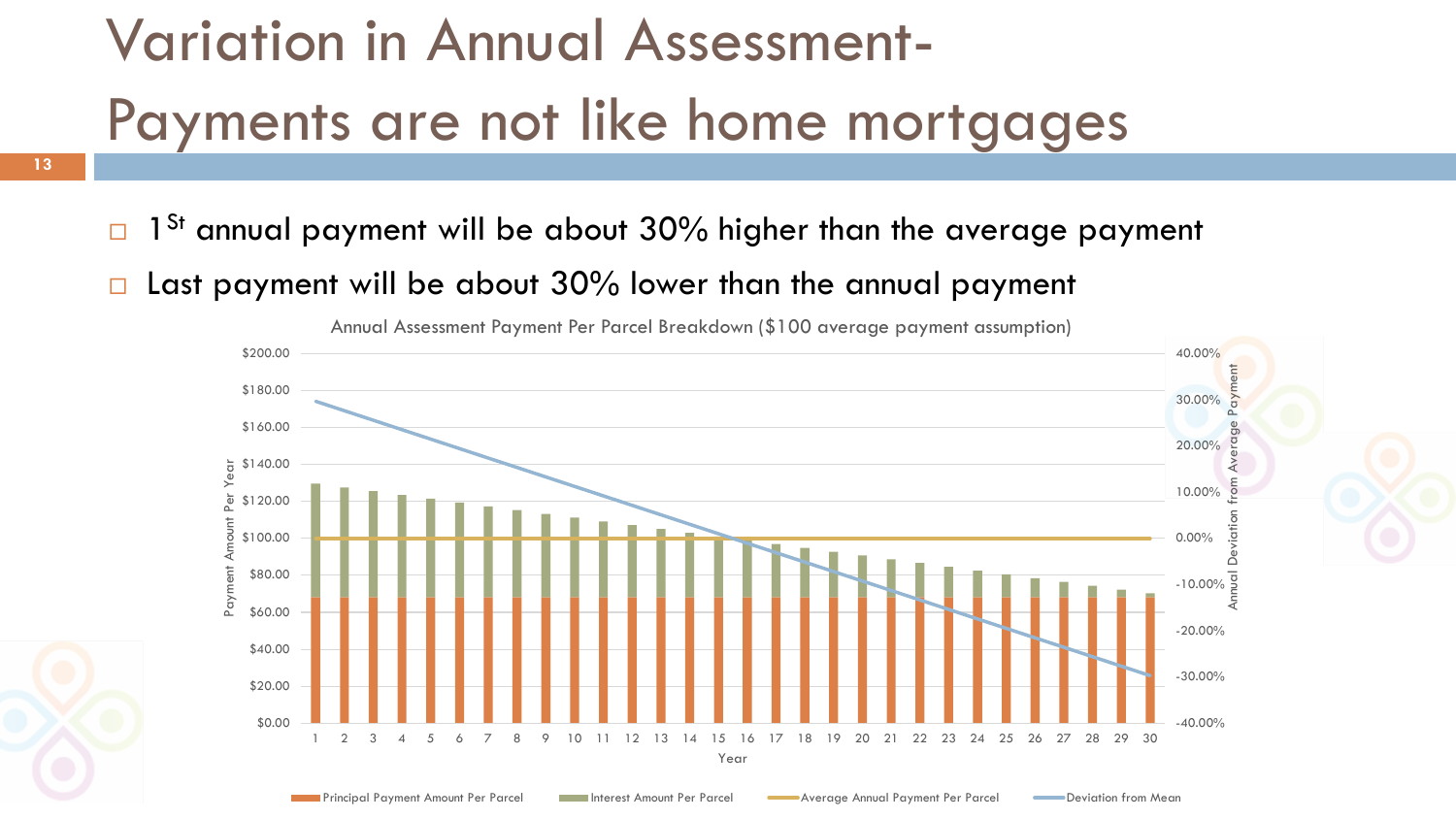# Variation in Annual Assessment- Payments are not like home mortgages

- 1St annual payment will be about 30% higher than the average payment
- Last payment will be about 30% lower than the annual payment

Annual Assessment Payment Per Parcel Breakdown ($100 average payment assumption)

Legend: Principal Payment Amount Per Parcel; Interest Amount Per Parcel; Average Annual Payment Per Parcel; Deviation from Mean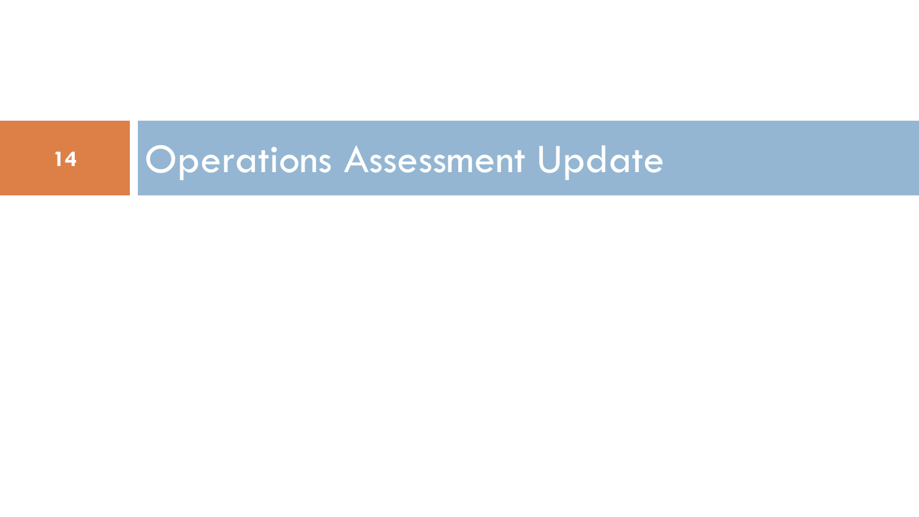# Operations Assessment Update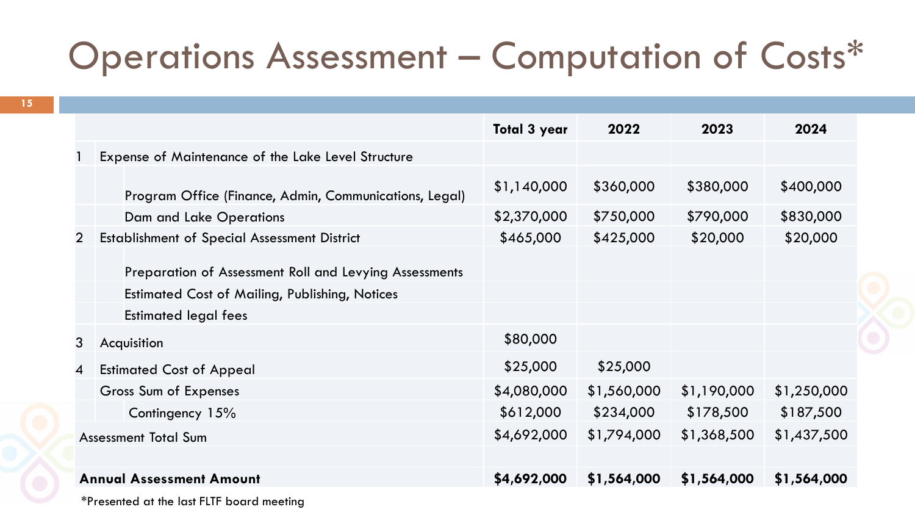# Operations Assessment – Computation of Costs*

| | | Total 3 year | 2022 | 2023 | 2024 |
|---|---|---|---|---|---|
| 1 | Expense of Maintenance of the Lake Level Structure | | | | |
| | Program Office (Finance, Admin, Communications, Legal) | $1,140,000 | $360,000 | $380,000 | $400,000 |
| | Dam and Lake Operations | $2,370,000 | $750,000 | $790,000 | $830,000 |
| 2 | Establishment of Special Assessment District | $465,000 | $425,000 | $20,000 | $20,000 |
| | Preparation of Assessment Roll and Levying Assessments | | | | |
| | Estimated Cost of Mailing, Publishing, Notices | | | | |
| | Estimated legal fees | | | | |
| 3 | Acquisition | $80,000 | | | |
| 4 | Estimated Cost of Appeal | $25,000 | $25,000 | | |
| | Gross Sum of Expenses | $4,080,000 | $1,560,000 | $1,190,000 | $1,250,000 |
| | Contingency 15% | $612,000 | $234,000 | $178,500 | $187,500 |
| Assessment Total Sum | | $4,692,000 | $1,794,000 | $1,368,500 | $1,437,500 |
| | | | | | |
| **Annual Assessment Amount** | | **$4,692,000** | **$1,564,000** | **$1,564,000** | **$1,564,000** |

*Presented at the last FLTF board meeting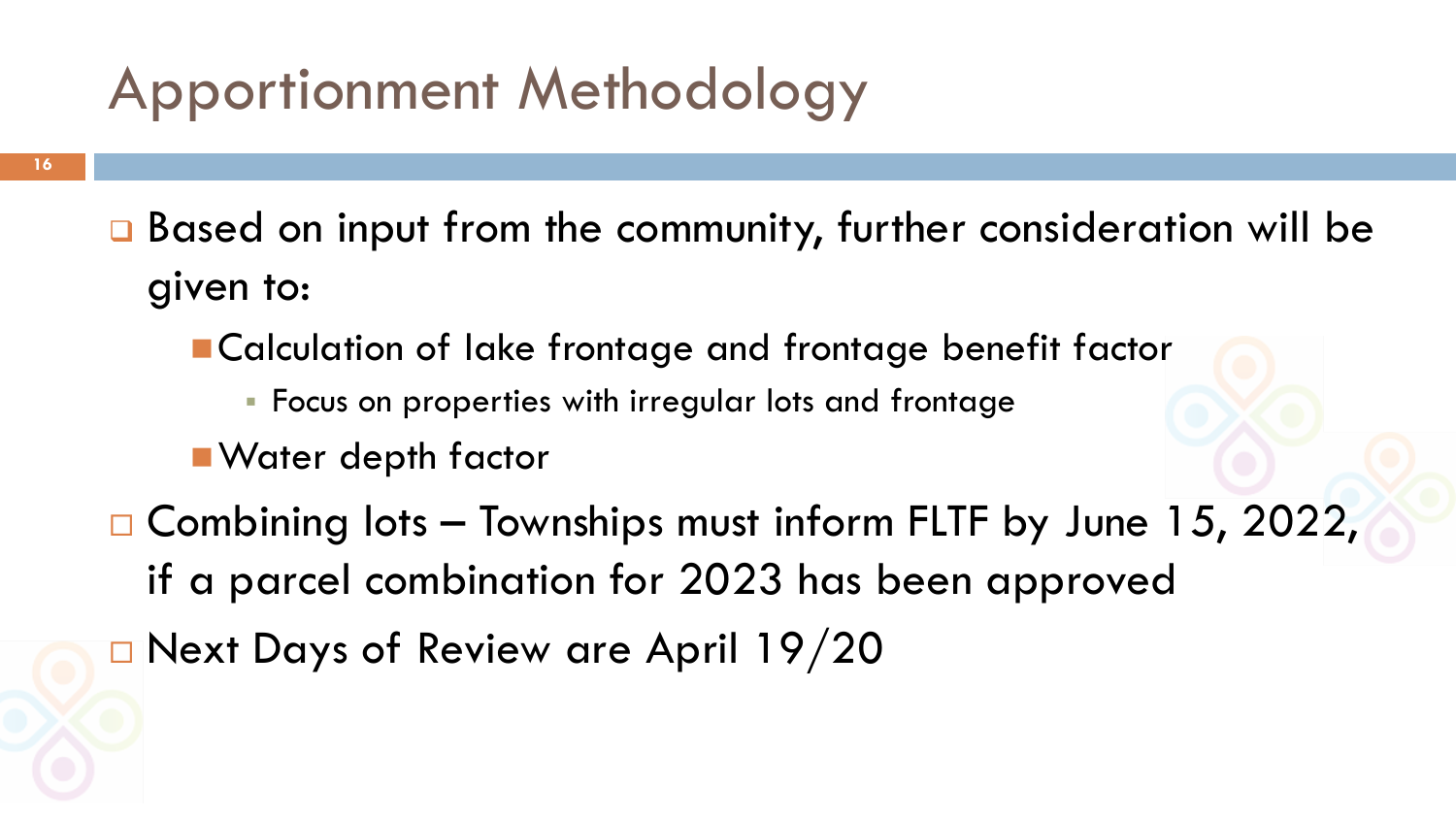# Apportionment Methodology

- Based on input from the community, further consideration will be given to:
  - Calculation of lake frontage and frontage benefit factor
    - Focus on properties with irregular lots and frontage
  - Water depth factor
- Combining lots – Townships must inform FLTF by June 15, 2022, if a parcel combination for 2023 has been approved
- Next Days of Review are April 19/20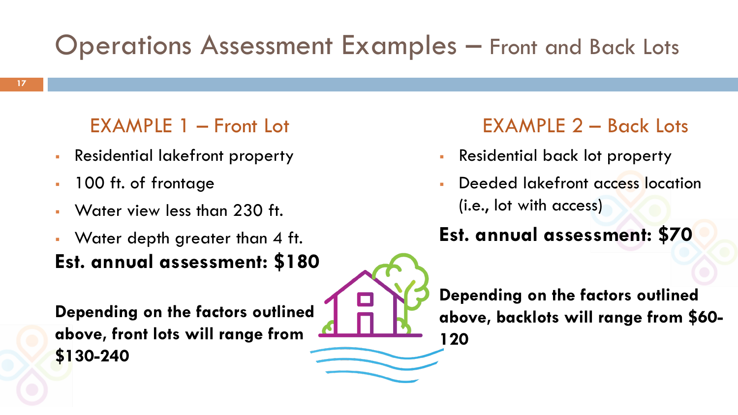# Operations Assessment Examples – Front and Back Lots

## EXAMPLE 1 – Front Lot

- Residential lakefront property
- 100 ft. of frontage
- Water view less than 230 ft.
- Water depth greater than 4 ft.

**Est. annual assessment: $180**

**Depending on the factors outlined above, front lots will range from $130-240**

## EXAMPLE 2 – Back Lots

- Residential back lot property
- Deeded lakefront access location (i.e., lot with access)

**Est. annual assessment: $70**

**Depending on the factors outlined above, backlots will range from $60-120**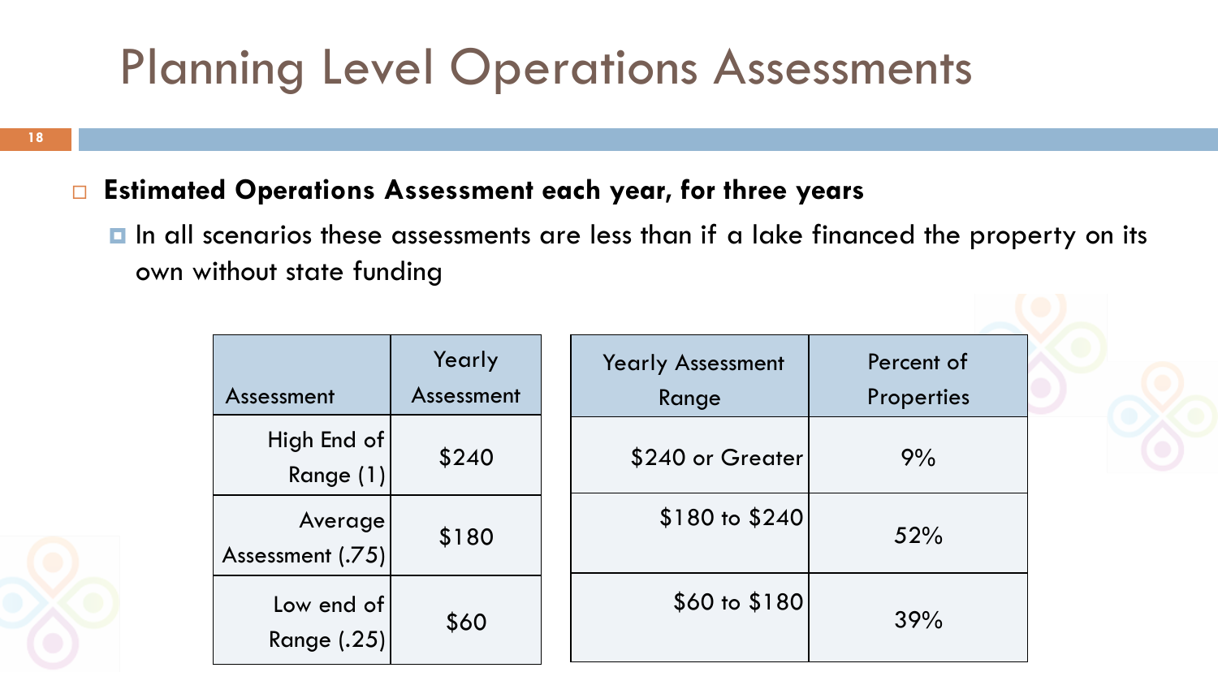# Planning Level Operations Assessments

- **Estimated Operations Assessment each year, for three years**
  - In all scenarios these assessments are less than if a lake financed the property on its own without state funding

| Assessment | Yearly Assessment |
|---|---|
| High End of Range (1) | $240 |
| Average Assessment (.75) | $180 |
| Low end of Range (.25) | $60 |

| Yearly Assessment Range | Percent of Properties |
|---|---|
| $240 or Greater | 9% |
| $180 to $240 | 52% |
| $60 to $180 | 39% |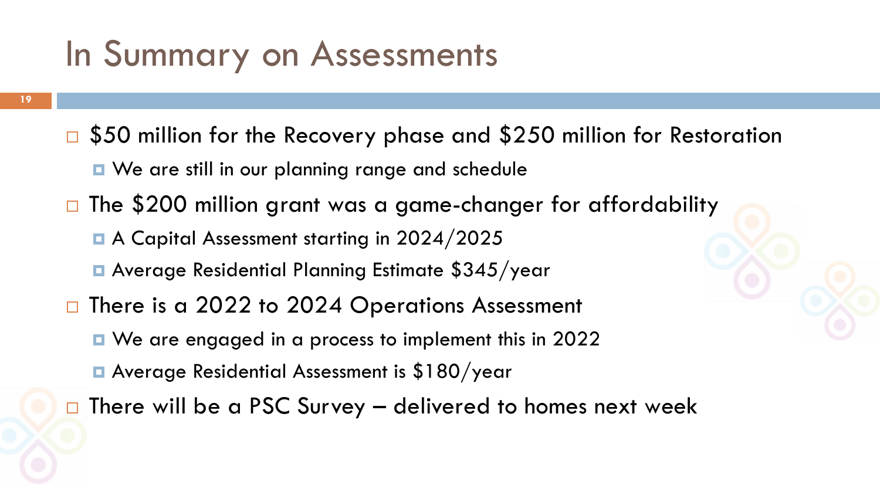# In Summary on Assessments

- $50 million for the Recovery phase and $250 million for Restoration
  - We are still in our planning range and schedule
- The $200 million grant was a game-changer for affordability
  - A Capital Assessment starting in 2024/2025
  - Average Residential Planning Estimate $345/year
- There is a 2022 to 2024 Operations Assessment
  - We are engaged in a process to implement this in 2022
  - Average Residential Assessment is $180/year
- There will be a PSC Survey – delivered to homes next week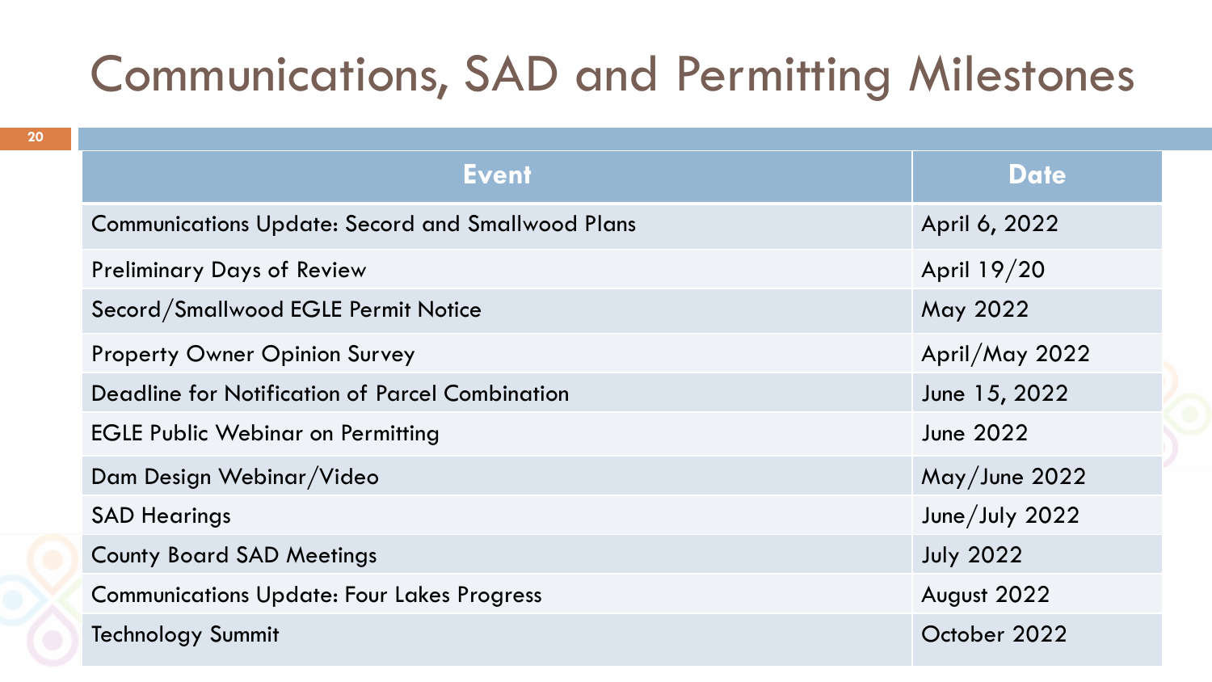# Communications, SAD and Permitting Milestones

| Event | Date |
|---|---|
| Communications Update: Secord and Smallwood Plans | April 6, 2022 |
| Preliminary Days of Review | April 19/20 |
| Secord/Smallwood EGLE Permit Notice | May 2022 |
| Property Owner Opinion Survey | April/May 2022 |
| Deadline for Notification of Parcel Combination | June 15, 2022 |
| EGLE Public Webinar on Permitting | June 2022 |
| Dam Design Webinar/Video | May/June 2022 |
| SAD Hearings | June/July 2022 |
| County Board SAD Meetings | July 2022 |
| Communications Update: Four Lakes Progress | August 2022 |
| Technology Summit | October 2022 |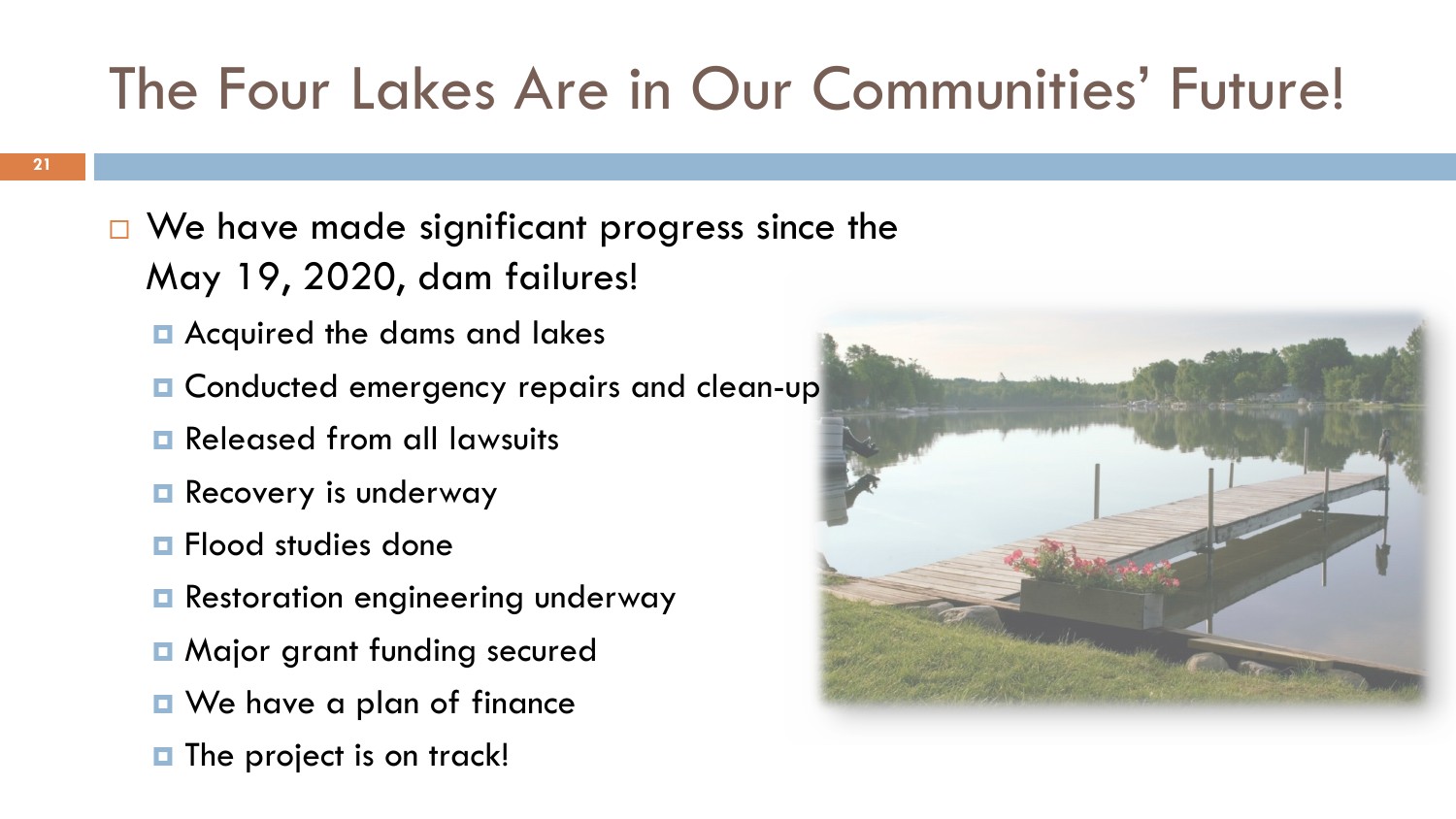# The Four Lakes Are in Our Communities' Future!

- We have made significant progress since the May 19, 2020, dam failures!
  - Acquired the dams and lakes
  - Conducted emergency repairs and clean-up
  - Released from all lawsuits
  - Recovery is underway
  - Flood studies done
  - Restoration engineering underway
  - Major grant funding secured
  - We have a plan of finance
  - The project is on track!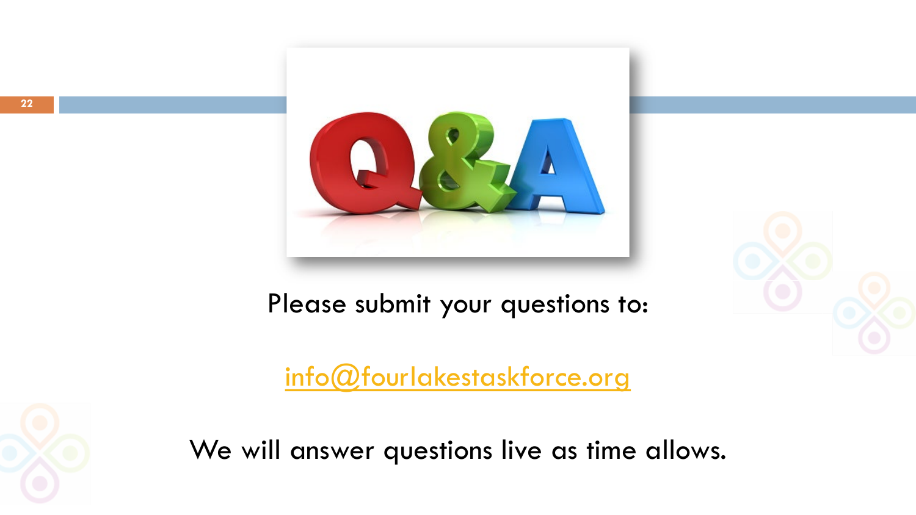Please submit your questions to:

info@fourlakestaskforce.org

We will answer questions live as time allows.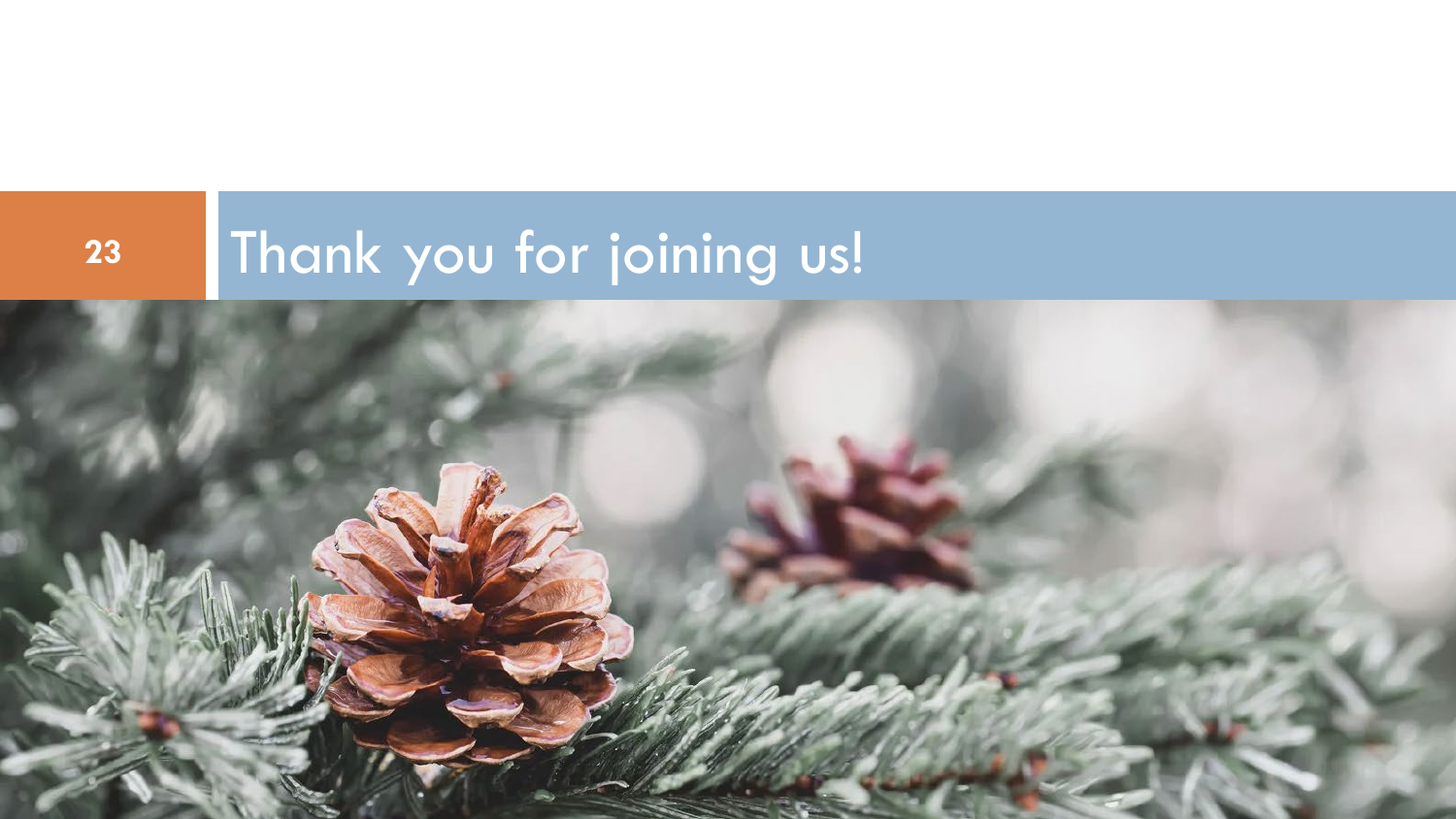# Thank you for joining us!